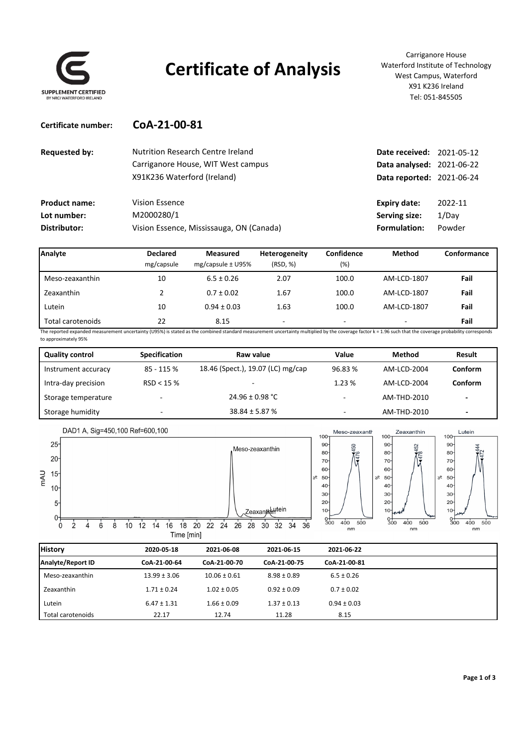SUPPLEMENT CERTIFIED
BY NRCI WATERFORD IRELAND

# Certificate of Analysis

Carriganore House
Waterford Institute of Technology
West Campus, Waterford
X91 K236 Ireland
Tel: 051-845505

**Certificate number:** **CoA-21-00-81**

**Requested by:** Nutrition Research Centre Ireland
Carriganore House, WIT West campus
X91K236 Waterford (Ireland)

**Date received:** 2021-05-12
**Data analysed:** 2021-06-22
**Data reported:** 2021-06-24

**Product name:** Vision Essence
**Lot number:** M2000280/1
**Distributor:** Vision Essence, Mississauga, ON (Canada)

**Expiry date:** 2022-11
**Serving size:** 1/Day
**Formulation:** Powder

| Analyte | Declared mg/capsule | Measured mg/capsule ± U95% | Heterogeneity (RSD, %) | Confidence (%) | Method | Conformance |
|---|---|---|---|---|---|---|
| Meso-zeaxanthin | 10 | 6.5 ± 0.26 | 2.07 | 100.0 | AM-LCD-1807 | **Fail** |
| Zeaxanthin | 2 | 0.7 ± 0.02 | 1.67 | 100.0 | AM-LCD-1807 | **Fail** |
| Lutein | 10 | 0.94 ± 0.03 | 1.63 | 100.0 | AM-LCD-1807 | **Fail** |
| Total carotenoids | 22 | 8.15 | - | - | - | **Fail** |

The reported expanded measurement uncertainty (U95%) is stated as the combined standard measurement uncertainty multiplied by the coverage factor k = 1.96 such that the coverage probability corresponds to approximately 95%

| Quality control | Specification | Raw value | Value | Method | Result |
|---|---|---|---|---|---|
| Instrument accuracy | 85 - 115 % | 18.46 (Spect.), 19.07 (LC) mg/cap | 96.83 % | AM-LCD-2004 | **Conform** |
| Intra-day precision | RSD < 15 % | - | 1.23 % | AM-LCD-2004 | **Conform** |
| Storage temperature | - | 24.96 ± 0.98 °C | - | AM-THD-2010 | - |
| Storage humidity | - | 38.84 ± 5.87 % | - | AM-THD-2010 | - |

DAD1 A, Sig=450,100 Ref=600,100

| History | 2020-05-18 | 2021-06-08 | 2021-06-15 | 2021-06-22 |
|---|---|---|---|---|
| **Analyte/Report ID** | **CoA-21-00-64** | **CoA-21-00-70** | **CoA-21-00-75** | **CoA-21-00-81** |
| Meso-zeaxanthin | 13.99 ± 3.06 | 10.06 ± 0.61 | 8.98 ± 0.89 | 6.5 ± 0.26 |
| Zeaxanthin | 1.71 ± 0.24 | 1.02 ± 0.05 | 0.92 ± 0.09 | 0.7 ± 0.02 |
| Lutein | 6.47 ± 1.31 | 1.66 ± 0.09 | 1.37 ± 0.13 | 0.94 ± 0.03 |
| Total carotenoids | 22.17 | 12.74 | 11.28 | 8.15 |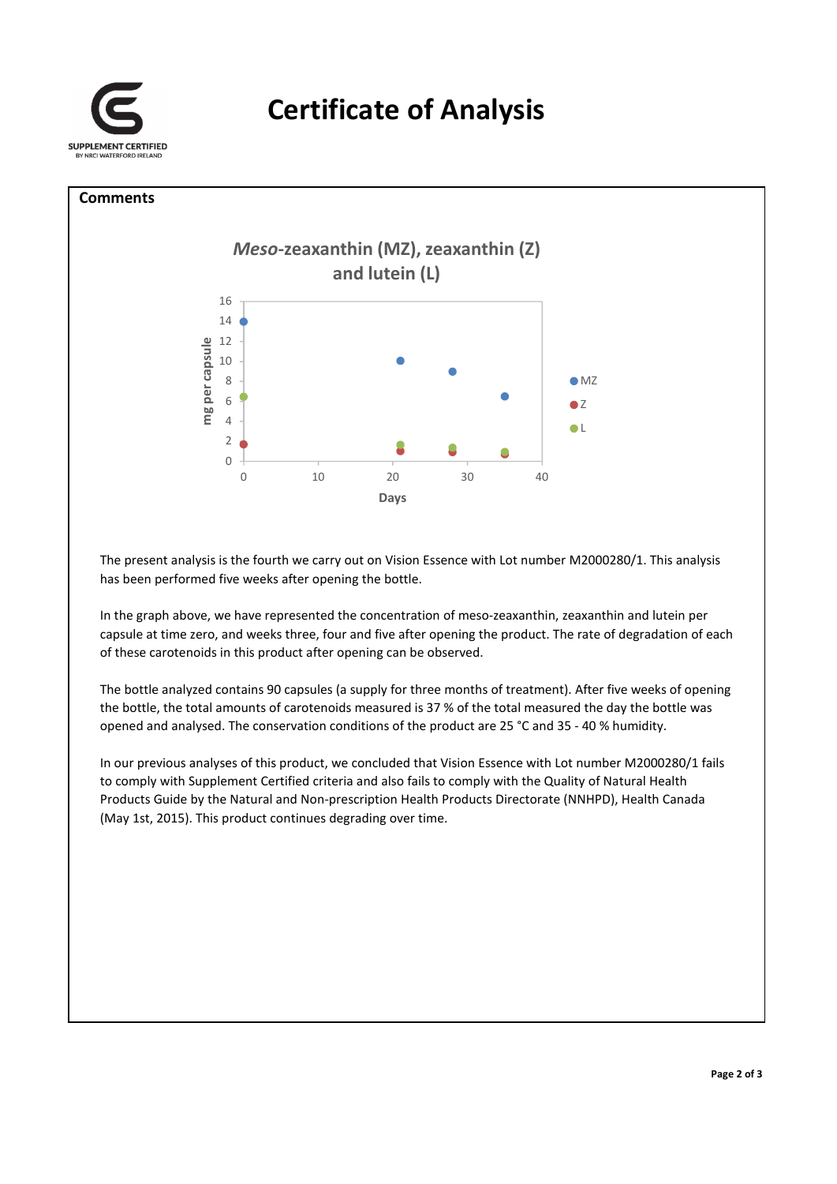# Certificate of Analysis

## Comments

The present analysis is the fourth we carry out on Vision Essence with Lot number M2000280/1. This analysis has been performed five weeks after opening the bottle.

In the graph above, we have represented the concentration of meso-zeaxanthin, zeaxanthin and lutein per capsule at time zero, and weeks three, four and five after opening the product. The rate of degradation of each of these carotenoids in this product after opening can be observed.

The bottle analyzed contains 90 capsules (a supply for three months of treatment). After five weeks of opening the bottle, the total amounts of carotenoids measured is 37 % of the total measured the day the bottle was opened and analysed. The conservation conditions of the product are 25 °C and 35 - 40 % humidity.

In our previous analyses of this product, we concluded that Vision Essence with Lot number M2000280/1 fails to comply with Supplement Certified criteria and also fails to comply with the Quality of Natural Health Products Guide by the Natural and Non-prescription Health Products Directorate (NNHPD), Health Canada (May 1st, 2015). This product continues degrading over time.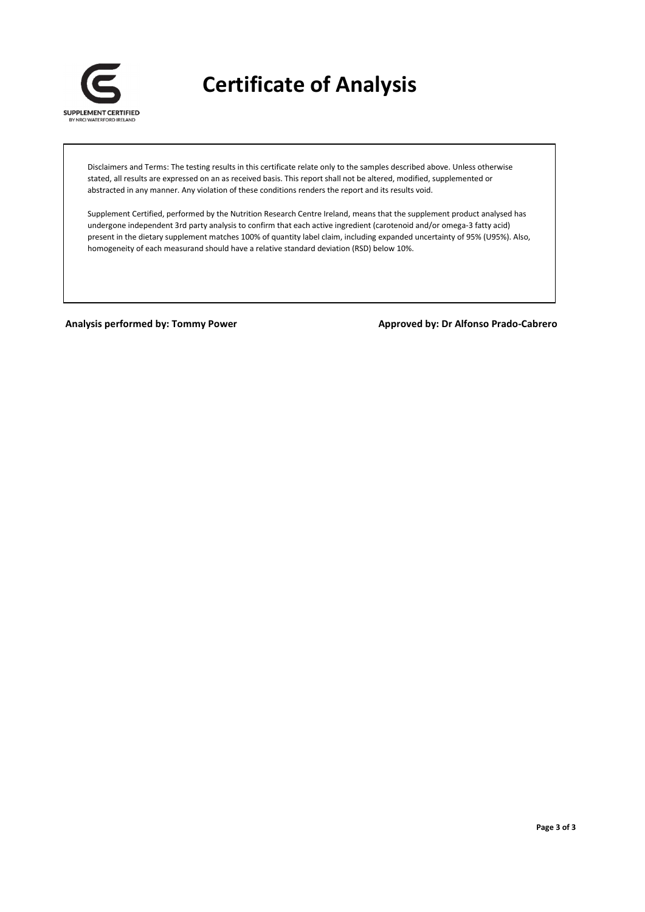# Certificate of Analysis

Disclaimers and Terms: The testing results in this certificate relate only to the samples described above. Unless otherwise stated, all results are expressed on an as received basis. This report shall not be altered, modified, supplemented or abstracted in any manner. Any violation of these conditions renders the report and its results void.

Supplement Certified, performed by the Nutrition Research Centre Ireland, means that the supplement product analysed has undergone independent 3rd party analysis to confirm that each active ingredient (carotenoid and/or omega-3 fatty acid) present in the dietary supplement matches 100% of quantity label claim, including expanded uncertainty of 95% (U95%). Also, homogeneity of each measurand should have a relative standard deviation (RSD) below 10%.

**Analysis performed by: Tommy Power**

**Approved by: Dr Alfonso Prado-Cabrero**